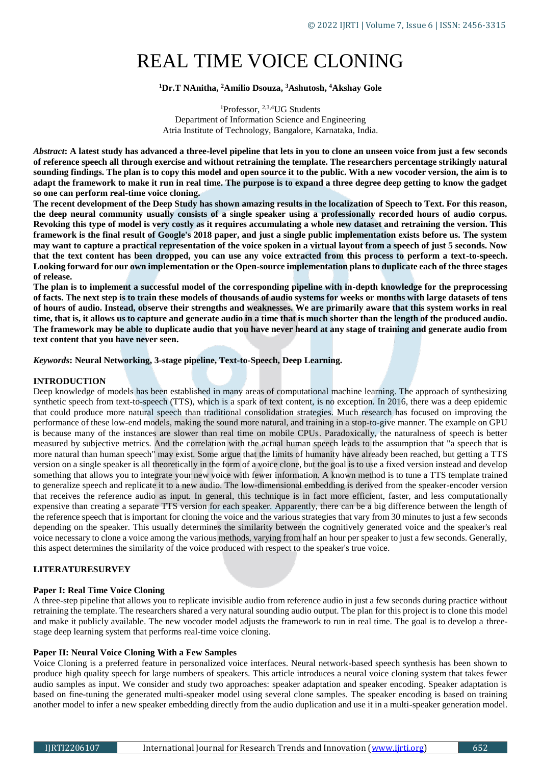# REAL TIME VOICE CLONING

**[1]Dr.T NAnitha, [2]Amilio Dsouza, [3]Ashutosh, [4]Akshay Gole**

[1]Professor, [2,3,4]UG Students
Department of Information Science and Engineering
Atria Institute of Technology, Bangalore, Karnataka, India.

***Abstract*: A latest study has advanced a three-level pipeline that lets in you to clone an unseen voice from just a few seconds of reference speech all through exercise and without retraining the template. The researchers percentage strikingly natural sounding findings. The plan is to copy this model and open source it to the public. With a new vocoder version, the aim is to adapt the framework to make it run in real time. The purpose is to expand a three degree deep getting to know the gadget so one can perform real-time voice cloning.**

**The recent development of the Deep Study has shown amazing results in the localization of Speech to Text. For this reason, the deep neural community usually consists of a single speaker using a professionally recorded hours of audio corpus. Revoking this type of model is very costly as it requires accumulating a whole new dataset and retraining the version. This framework is the final result of Google's 2018 paper, and just a single public implementation exists before us. The system may want to capture a practical representation of the voice spoken in a virtual layout from a speech of just 5 seconds. Now that the text content has been dropped, you can use any voice extracted from this process to perform a text-to-speech. Looking forward for our own implementation or the Open-source implementation plans to duplicate each of the three stages of release.**

**The plan is to implement a successful model of the corresponding pipeline with in-depth knowledge for the preprocessing of facts. The next step is to train these models of thousands of audio systems for weeks or months with large datasets of tens of hours of audio. Instead, observe their strengths and weaknesses. We are primarily aware that this system works in real time, that is, it allows us to capture and generate audio in a time that is much shorter than the length of the produced audio. The framework may be able to duplicate audio that you have never heard at any stage of training and generate audio from text content that you have never seen.**

***Keywords*: Neural Networking, 3-stage pipeline, Text-to-Speech, Deep Learning.**

## INTRODUCTION

Deep knowledge of models has been established in many areas of computational machine learning. The approach of synthesizing synthetic speech from text-to-speech (TTS), which is a spark of text content, is no exception. In 2016, there was a deep epidemic that could produce more natural speech than traditional consolidation strategies. Much research has focused on improving the performance of these low-end models, making the sound more natural, and training in a stop-to-give manner. The example on GPU is because many of the instances are slower than real time on mobile CPUs. Paradoxically, the naturalness of speech is better measured by subjective metrics. And the correlation with the actual human speech leads to the assumption that "a speech that is more natural than human speech" may exist. Some argue that the limits of humanity have already been reached, but getting a TTS version on a single speaker is all theoretically in the form of a voice clone, but the goal is to use a fixed version instead and develop something that allows you to integrate your new voice with fewer information. A known method is to tune a TTS template trained to generalize speech and replicate it to a new audio. The low-dimensional embedding is derived from the speaker-encoder version that receives the reference audio as input. In general, this technique is in fact more efficient, faster, and less computationally expensive than creating a separate TTS version for each speaker. Apparently, there can be a big difference between the length of the reference speech that is important for cloning the voice and the various strategies that vary from 30 minutes to just a few seconds depending on the speaker. This usually determines the similarity between the cognitively generated voice and the speaker's real voice necessary to clone a voice among the various methods, varying from half an hour per speaker to just a few seconds. Generally, this aspect determines the similarity of the voice produced with respect to the speaker's true voice.

## LITERATURESURVEY

### Paper I: Real Time Voice Cloning

A three-step pipeline that allows you to replicate invisible audio from reference audio in just a few seconds during practice without retraining the template. The researchers shared a very natural sounding audio output. The plan for this project is to clone this model and make it publicly available. The new vocoder model adjusts the framework to run in real time. The goal is to develop a three-stage deep learning system that performs real-time voice cloning.

### Paper II: Neural Voice Cloning With a Few Samples

Voice Cloning is a preferred feature in personalized voice interfaces. Neural network-based speech synthesis has been shown to produce high quality speech for large numbers of speakers. This article introduces a neural voice cloning system that takes fewer audio samples as input. We consider and study two approaches: speaker adaptation and speaker encoding. Speaker adaptation is based on fine-tuning the generated multi-speaker model using several clone samples. The speaker encoding is based on training another model to infer a new speaker embedding directly from the audio duplication and use it in a multi-speaker generation model.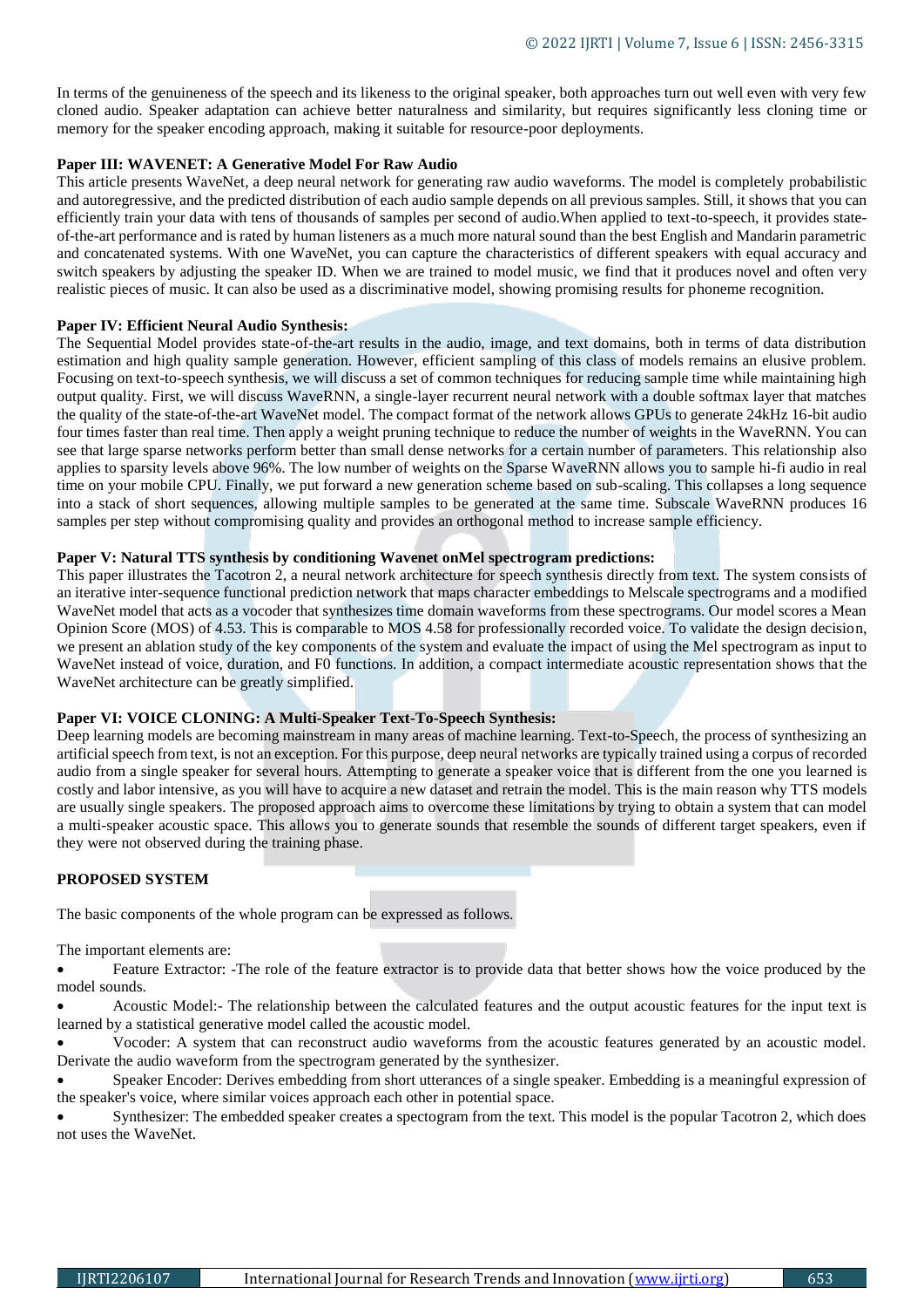In terms of the genuineness of the speech and its likeness to the original speaker, both approaches turn out well even with very few cloned audio. Speaker adaptation can achieve better naturalness and similarity, but requires significantly less cloning time or memory for the speaker encoding approach, making it suitable for resource-poor deployments.

**Paper III: WAVENET: A Generative Model For Raw Audio**

This article presents WaveNet, a deep neural network for generating raw audio waveforms. The model is completely probabilistic and autoregressive, and the predicted distribution of each audio sample depends on all previous samples. Still, it shows that you can efficiently train your data with tens of thousands of samples per second of audio.When applied to text-to-speech, it provides state-of-the-art performance and is rated by human listeners as a much more natural sound than the best English and Mandarin parametric and concatenated systems. With one WaveNet, you can capture the characteristics of different speakers with equal accuracy and switch speakers by adjusting the speaker ID. When we are trained to model music, we find that it produces novel and often very realistic pieces of music. It can also be used as a discriminative model, showing promising results for phoneme recognition.

**Paper IV: Efficient Neural Audio Synthesis:**

The Sequential Model provides state-of-the-art results in the audio, image, and text domains, both in terms of data distribution estimation and high quality sample generation. However, efficient sampling of this class of models remains an elusive problem. Focusing on text-to-speech synthesis, we will discuss a set of common techniques for reducing sample time while maintaining high output quality. First, we will discuss WaveRNN, a single-layer recurrent neural network with a double softmax layer that matches the quality of the state-of-the-art WaveNet model. The compact format of the network allows GPUs to generate 24kHz 16-bit audio four times faster than real time. Then apply a weight pruning technique to reduce the number of weights in the WaveRNN. You can see that large sparse networks perform better than small dense networks for a certain number of parameters. This relationship also applies to sparsity levels above 96%. The low number of weights on the Sparse WaveRNN allows you to sample hi-fi audio in real time on your mobile CPU. Finally, we put forward a new generation scheme based on sub-scaling. This collapses a long sequence into a stack of short sequences, allowing multiple samples to be generated at the same time. Subscale WaveRNN produces 16 samples per step without compromising quality and provides an orthogonal method to increase sample efficiency.

**Paper V: Natural TTS synthesis by conditioning Wavenet onMel spectrogram predictions:**

This paper illustrates the Tacotron 2, a neural network architecture for speech synthesis directly from text. The system consists of an iterative inter-sequence functional prediction network that maps character embeddings to Melscale spectrograms and a modified WaveNet model that acts as a vocoder that synthesizes time domain waveforms from these spectrograms. Our model scores a Mean Opinion Score (MOS) of 4.53. This is comparable to MOS 4.58 for professionally recorded voice. To validate the design decision, we present an ablation study of the key components of the system and evaluate the impact of using the Mel spectrogram as input to WaveNet instead of voice, duration, and F0 functions. In addition, a compact intermediate acoustic representation shows that the WaveNet architecture can be greatly simplified.

**Paper VI: VOICE CLONING: A Multi-Speaker Text-To-Speech Synthesis:**

Deep learning models are becoming mainstream in many areas of machine learning. Text-to-Speech, the process of synthesizing an artificial speech from text, is not an exception. For this purpose, deep neural networks are typically trained using a corpus of recorded audio from a single speaker for several hours. Attempting to generate a speaker voice that is different from the one you learned is costly and labor intensive, as you will have to acquire a new dataset and retrain the model. This is the main reason why TTS models are usually single speakers. The proposed approach aims to overcome these limitations by trying to obtain a system that can model a multi-speaker acoustic space. This allows you to generate sounds that resemble the sounds of different target speakers, even if they were not observed during the training phase.

**PROPOSED SYSTEM**

The basic components of the whole program can be expressed as follows.

The important elements are:

- Feature Extractor: -The role of the feature extractor is to provide data that better shows how the voice produced by the model sounds.
- Acoustic Model:- The relationship between the calculated features and the output acoustic features for the input text is learned by a statistical generative model called the acoustic model.
- Vocoder: A system that can reconstruct audio waveforms from the acoustic features generated by an acoustic model. Derivate the audio waveform from the spectrogram generated by the synthesizer.
- Speaker Encoder: Derives embedding from short utterances of a single speaker. Embedding is a meaningful expression of the speaker's voice, where similar voices approach each other in potential space.
- Synthesizer: The embedded speaker creates a spectogram from the text. This model is the popular Tacotron 2, which does not uses the WaveNet.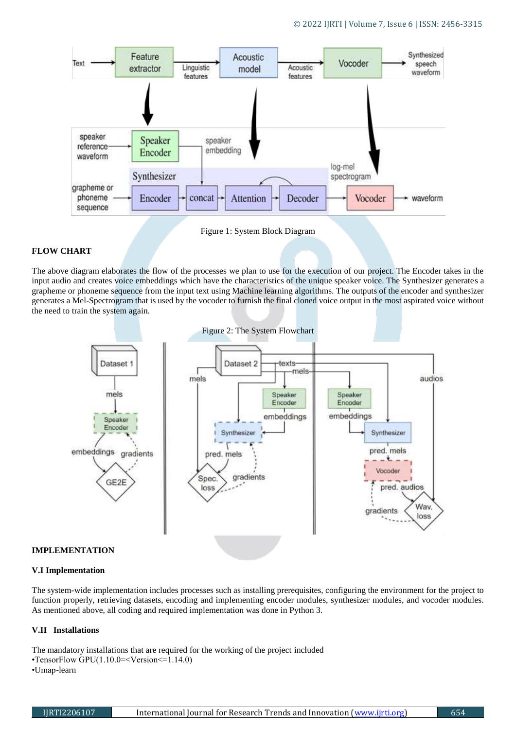Figure 1: System Block Diagram

**FLOW CHART**

The above diagram elaborates the flow of the processes we plan to use for the execution of our project. The Encoder takes in the input audio and creates voice embeddings which have the characteristics of the unique speaker voice. The Synthesizer generates a grapheme or phoneme sequence from the input text using Machine learning algorithms. The outputs of the encoder and synthesizer generates a Mel-Spectrogram that is used by the vocoder to furnish the final cloned voice output in the most aspirated voice without the need to train the system again.

Figure 2: The System Flowchart

**IMPLEMENTATION**

**V.I Implementation**

The system-wide implementation includes processes such as installing prerequisites, configuring the environment for the project to function properly, retrieving datasets, encoding and implementing encoder modules, synthesizer modules, and vocoder modules. As mentioned above, all coding and required implementation was done in Python 3.

**V.II Installations**

The mandatory installations that are required for the working of the project included
•TensorFlow GPU(1.10.0=<Version<=1.14.0)
•Umap-learn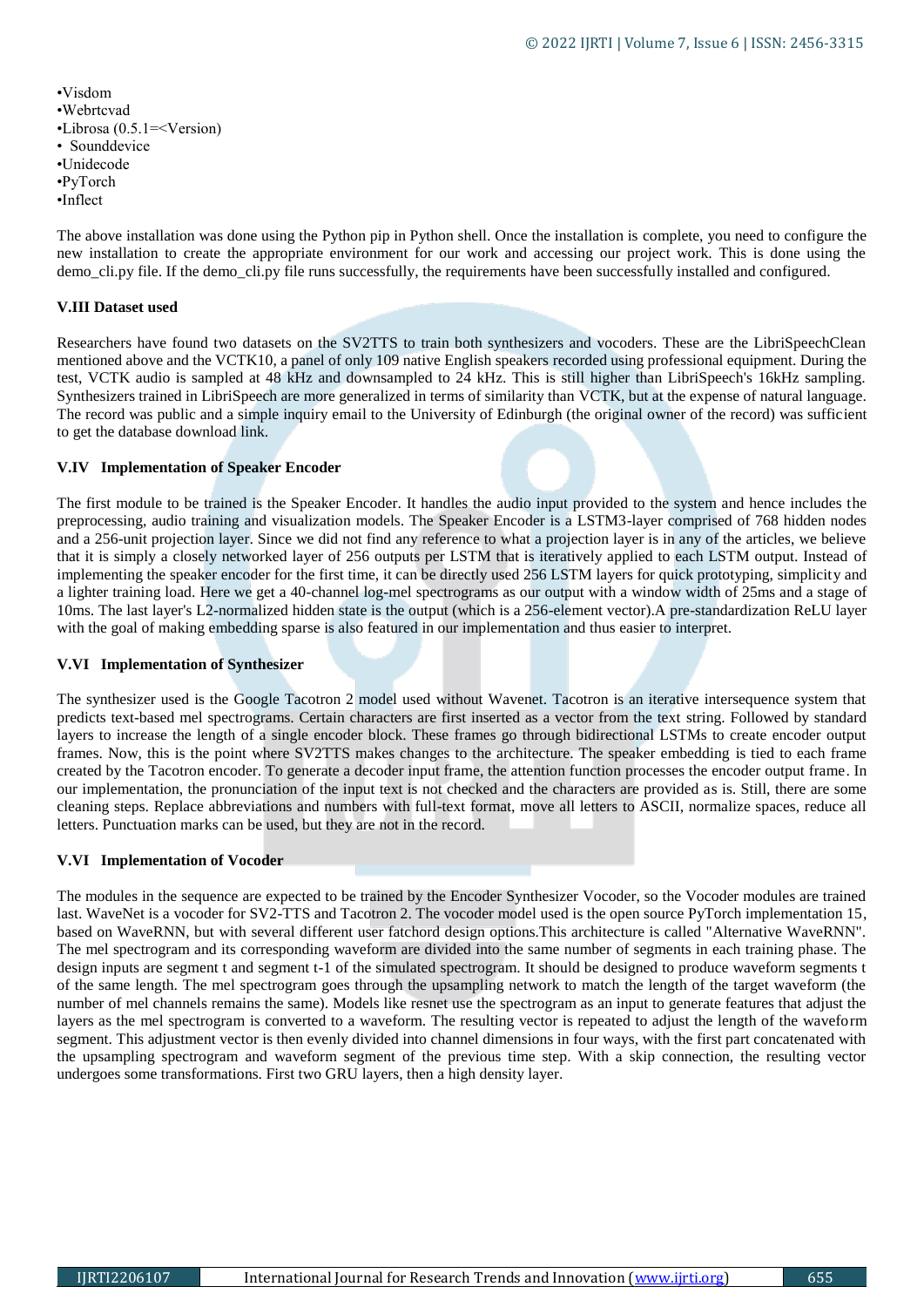- •Visdom
- •Webrtcvad
- •Librosa (0.5.1=<Version)
- • Sounddevice
- •Unidecode
- •PyTorch
- •Inflect

The above installation was done using the Python pip in Python shell. Once the installation is complete, you need to configure the new installation to create the appropriate environment for our work and accessing our project work. This is done using the demo_cli.py file. If the demo_cli.py file runs successfully, the requirements have been successfully installed and configured.

### V.III Dataset used

Researchers have found two datasets on the SV2TTS to train both synthesizers and vocoders. These are the LibriSpeechClean mentioned above and the VCTK10, a panel of only 109 native English speakers recorded using professional equipment. During the test, VCTK audio is sampled at 48 kHz and downsampled to 24 kHz. This is still higher than LibriSpeech's 16kHz sampling. Synthesizers trained in LibriSpeech are more generalized in terms of similarity than VCTK, but at the expense of natural language. The record was public and a simple inquiry email to the University of Edinburgh (the original owner of the record) was sufficient to get the database download link.

### V.IV Implementation of Speaker Encoder

The first module to be trained is the Speaker Encoder. It handles the audio input provided to the system and hence includes the preprocessing, audio training and visualization models. The Speaker Encoder is a LSTM3-layer comprised of 768 hidden nodes and a 256-unit projection layer. Since we did not find any reference to what a projection layer is in any of the articles, we believe that it is simply a closely networked layer of 256 outputs per LSTM that is iteratively applied to each LSTM output. Instead of implementing the speaker encoder for the first time, it can be directly used 256 LSTM layers for quick prototyping, simplicity and a lighter training load. Here we get a 40-channel log-mel spectrograms as our output with a window width of 25ms and a stage of 10ms. The last layer's L2-normalized hidden state is the output (which is a 256-element vector).A pre-standardization ReLU layer with the goal of making embedding sparse is also featured in our implementation and thus easier to interpret.

### V.VI Implementation of Synthesizer

The synthesizer used is the Google Tacotron 2 model used without Wavenet. Tacotron is an iterative intersequence system that predicts text-based mel spectrograms. Certain characters are first inserted as a vector from the text string. Followed by standard layers to increase the length of a single encoder block. These frames go through bidirectional LSTMs to create encoder output frames. Now, this is the point where SV2TTS makes changes to the architecture. The speaker embedding is tied to each frame created by the Tacotron encoder. To generate a decoder input frame, the attention function processes the encoder output frame. In our implementation, the pronunciation of the input text is not checked and the characters are provided as is. Still, there are some cleaning steps. Replace abbreviations and numbers with full-text format, move all letters to ASCII, normalize spaces, reduce all letters. Punctuation marks can be used, but they are not in the record.

### V.VI Implementation of Vocoder

The modules in the sequence are expected to be trained by the Encoder Synthesizer Vocoder, so the Vocoder modules are trained last. WaveNet is a vocoder for SV2-TTS and Tacotron 2. The vocoder model used is the open source PyTorch implementation 15, based on WaveRNN, but with several different user fatchord design options.This architecture is called "Alternative WaveRNN". The mel spectrogram and its corresponding waveform are divided into the same number of segments in each training phase. The design inputs are segment t and segment t-1 of the simulated spectrogram. It should be designed to produce waveform segments t of the same length. The mel spectrogram goes through the upsampling network to match the length of the target waveform (the number of mel channels remains the same). Models like resnet use the spectrogram as an input to generate features that adjust the layers as the mel spectrogram is converted to a waveform. The resulting vector is repeated to adjust the length of the waveform segment. This adjustment vector is then evenly divided into channel dimensions in four ways, with the first part concatenated with the upsampling spectrogram and waveform segment of the previous time step. With a skip connection, the resulting vector undergoes some transformations. First two GRU layers, then a high density layer.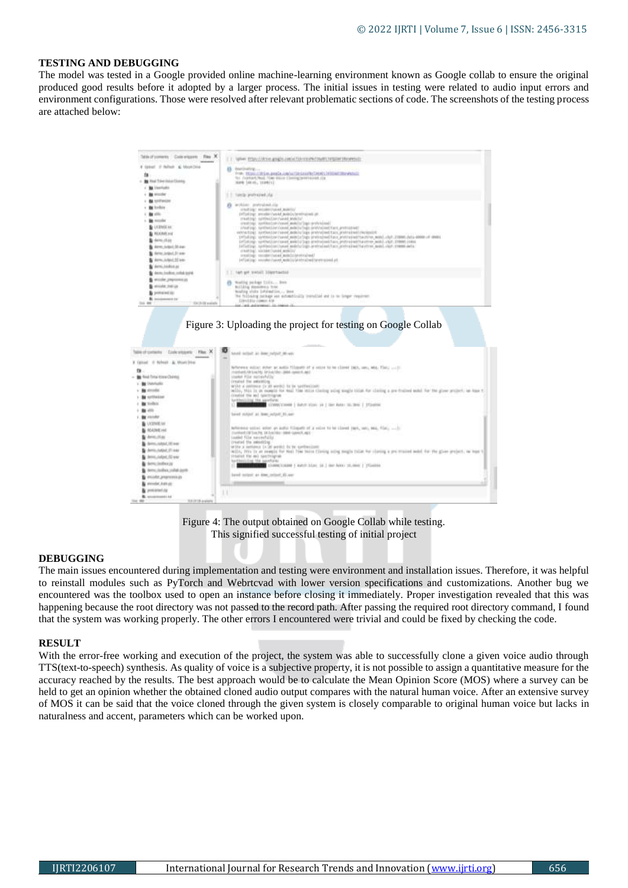## TESTING AND DEBUGGING

The model was tested in a Google provided online machine-learning environment known as Google collab to ensure the original produced good results before it adopted by a larger process. The initial issues in testing were related to audio input errors and environment configurations. Those were resolved after relevant problematic sections of code. The screenshots of the testing process are attached below:

Figure 3: Uploading the project for testing on Google Collab

Figure 4: The output obtained on Google Collab while testing. This signified successful testing of initial project

## DEBUGGING

The main issues encountered during implementation and testing were environment and installation issues. Therefore, it was helpful to reinstall modules such as PyTorch and Webrtcvad with lower version specifications and customizations. Another bug we encountered was the toolbox used to open an instance before closing it immediately. Proper investigation revealed that this was happening because the root directory was not passed to the record path. After passing the required root directory command, I found that the system was working properly. The other errors I encountered were trivial and could be fixed by checking the code.

## RESULT

With the error-free working and execution of the project, the system was able to successfully clone a given voice audio through TTS(text-to-speech) synthesis. As quality of voice is a subjective property, it is not possible to assign a quantitative measure for the accuracy reached by the results. The best approach would be to calculate the Mean Opinion Score (MOS) where a survey can be held to get an opinion whether the obtained cloned audio output compares with the natural human voice. After an extensive survey of MOS it can be said that the voice cloned through the given system is closely comparable to original human voice but lacks in naturalness and accent, parameters which can be worked upon.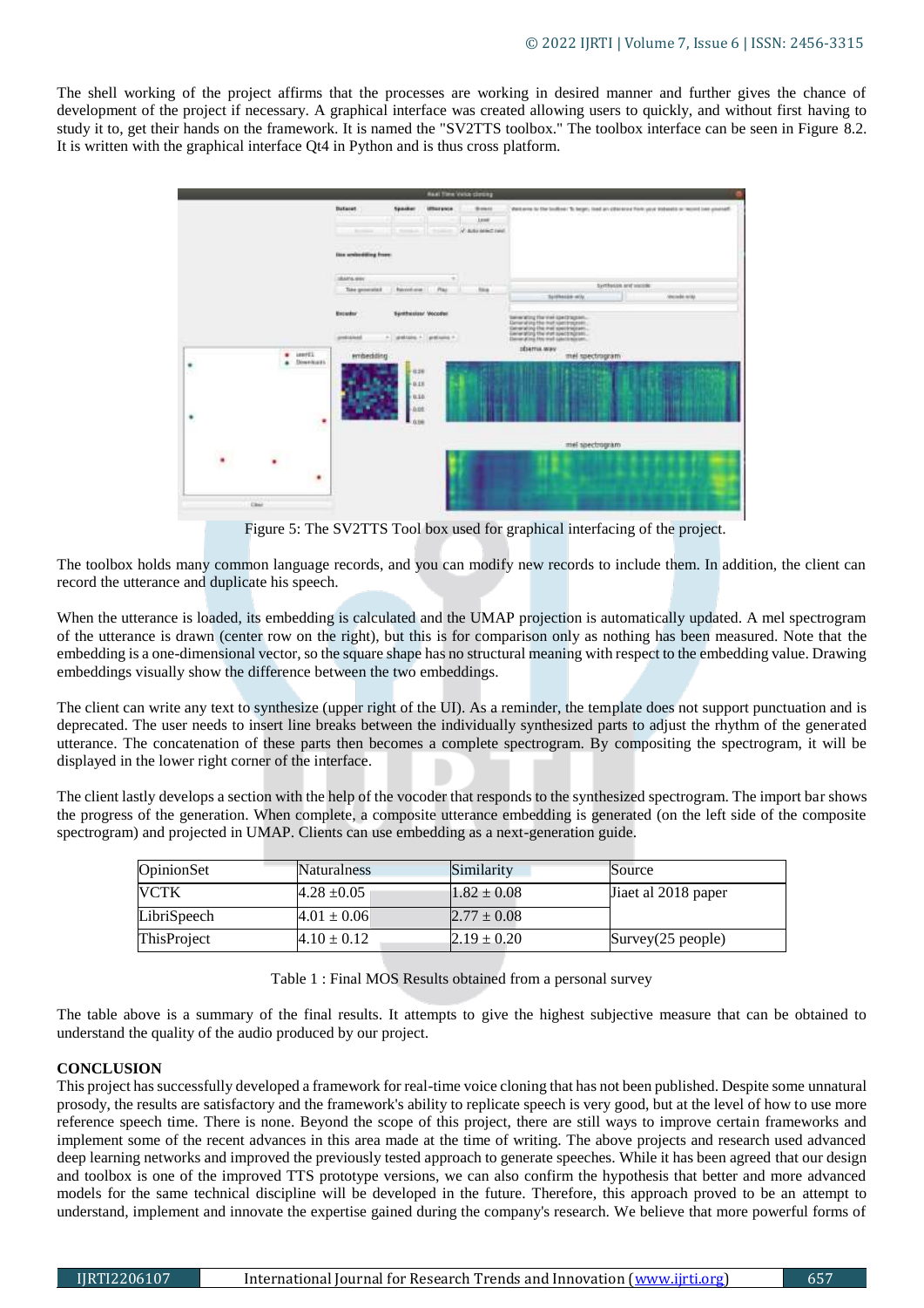The shell working of the project affirms that the processes are working in desired manner and further gives the chance of development of the project if necessary. A graphical interface was created allowing users to quickly, and without first having to study it to, get their hands on the framework. It is named the "SV2TTS toolbox." The toolbox interface can be seen in Figure 8.2. It is written with the graphical interface Qt4 in Python and is thus cross platform.

Figure 5: The SV2TTS Tool box used for graphical interfacing of the project.

The toolbox holds many common language records, and you can modify new records to include them. In addition, the client can record the utterance and duplicate his speech.

When the utterance is loaded, its embedding is calculated and the UMAP projection is automatically updated. A mel spectrogram of the utterance is drawn (center row on the right), but this is for comparison only as nothing has been measured. Note that the embedding is a one-dimensional vector, so the square shape has no structural meaning with respect to the embedding value. Drawing embeddings visually show the difference between the two embeddings.

The client can write any text to synthesize (upper right of the UI). As a reminder, the template does not support punctuation and is deprecated. The user needs to insert line breaks between the individually synthesized parts to adjust the rhythm of the generated utterance. The concatenation of these parts then becomes a complete spectrogram. By compositing the spectrogram, it will be displayed in the lower right corner of the interface.

The client lastly develops a section with the help of the vocoder that responds to the synthesized spectrogram. The import bar shows the progress of the generation. When complete, a composite utterance embedding is generated (on the left side of the composite spectrogram) and projected in UMAP. Clients can use embedding as a next-generation guide.

| OpinionSet | Naturalness | Similarity | Source |
|---|---|---|---|
| VCTK | 4.28 ±0.05 | 1.82 ± 0.08 | Jiaet al 2018 paper |
| LibriSpeech | 4.01 ± 0.06 | 2.77 ± 0.08 | |
| ThisProject | 4.10 ± 0.12 | 2.19 ± 0.20 | Survey(25 people) |

Table 1 : Final MOS Results obtained from a personal survey

The table above is a summary of the final results. It attempts to give the highest subjective measure that can be obtained to understand the quality of the audio produced by our project.

## CONCLUSION

This project has successfully developed a framework for real-time voice cloning that has not been published. Despite some unnatural prosody, the results are satisfactory and the framework's ability to replicate speech is very good, but at the level of how to use more reference speech time. There is none. Beyond the scope of this project, there are still ways to improve certain frameworks and implement some of the recent advances in this area made at the time of writing. The above projects and research used advanced deep learning networks and improved the previously tested approach to generate speeches. While it has been agreed that our design and toolbox is one of the improved TTS prototype versions, we can also confirm the hypothesis that better and more advanced models for the same technical discipline will be developed in the future. Therefore, this approach proved to be an attempt to understand, implement and innovate the expertise gained during the company's research. We believe that more powerful forms of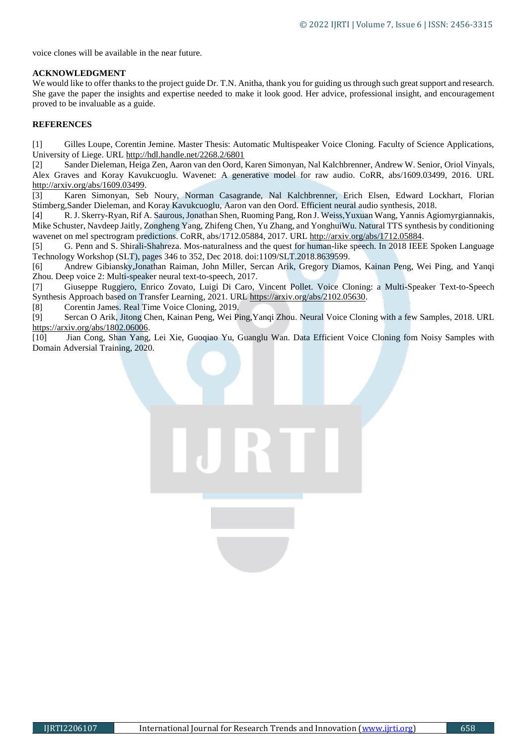voice clones will be available in the near future.

## ACKNOWLEDGMENT

We would like to offer thanks to the project guide Dr. T.N. Anitha, thank you for guiding us through such great support and research. She gave the paper the insights and expertise needed to make it look good. Her advice, professional insight, and encouragement proved to be invaluable as a guide.

## REFERENCES

[1] Gilles Loupe, Corentin Jemine. Master Thesis: Automatic Multispeaker Voice Cloning. Faculty of Science Applications, University of Liege. URL http://hdl.handle.net/2268.2/6801

[2] Sander Dieleman, Heiga Zen, Aaron van den Oord, Karen Simonyan, Nal Kalchbrenner, Andrew W. Senior, Oriol Vinyals, Alex Graves and Koray Kavukcuoglu. Wavenet: A generative model for raw audio. CoRR, abs/1609.03499, 2016. URL http://arxiv.org/abs/1609.03499.

[3] Karen Simonyan, Seb Noury, Norman Casagrande, Nal Kalchbrenner, Erich Elsen, Edward Lockhart, Florian Stimberg,Sander Dieleman, and Koray Kavukcuoglu, Aaron van den Oord. Efficient neural audio synthesis, 2018.

[4] R. J. Skerry-Ryan, Rif A. Saurous, Jonathan Shen, Ruoming Pang, Ron J. Weiss,Yuxuan Wang, Yannis Agiomyrgiannakis, Mike Schuster, Navdeep Jaitly, Zongheng Yang, Zhifeng Chen, Yu Zhang, and YonghuiWu. Natural TTS synthesis by conditioning wavenet on mel spectrogram predictions. CoRR, abs/1712.05884, 2017. URL http://arxiv.org/abs/1712.05884.

[5] G. Penn and S. Shirali-Shahreza. Mos-naturalness and the quest for human-like speech. In 2018 IEEE Spoken Language Technology Workshop (SLT), pages 346 to 352, Dec 2018. doi:1109/SLT.2018.8639599.

[6] Andrew Gibiansky,Jonathan Raiman, John Miller, Sercan Arik, Gregory Diamos, Kainan Peng, Wei Ping, and Yanqi Zhou. Deep voice 2: Multi-speaker neural text-to-speech, 2017.

[7] Giuseppe Ruggiero, Enrico Zovato, Luigi Di Caro, Vincent Pollet. Voice Cloning: a Multi-Speaker Text-to-Speech Synthesis Approach based on Transfer Learning, 2021. URL https://arxiv.org/abs/2102.05630.

[8] Corentin James. Real Time Voice Cloning, 2019.

[9] Sercan O Arik, Jitong Chen, Kainan Peng, Wei Ping,Yanqi Zhou. Neural Voice Cloning with a few Samples, 2018. URL https://arxiv.org/abs/1802.06006.

[10] Jian Cong, Shan Yang, Lei Xie, Guoqiao Yu, Guanglu Wan. Data Efficient Voice Cloning fom Noisy Samples with Domain Adversial Training, 2020.